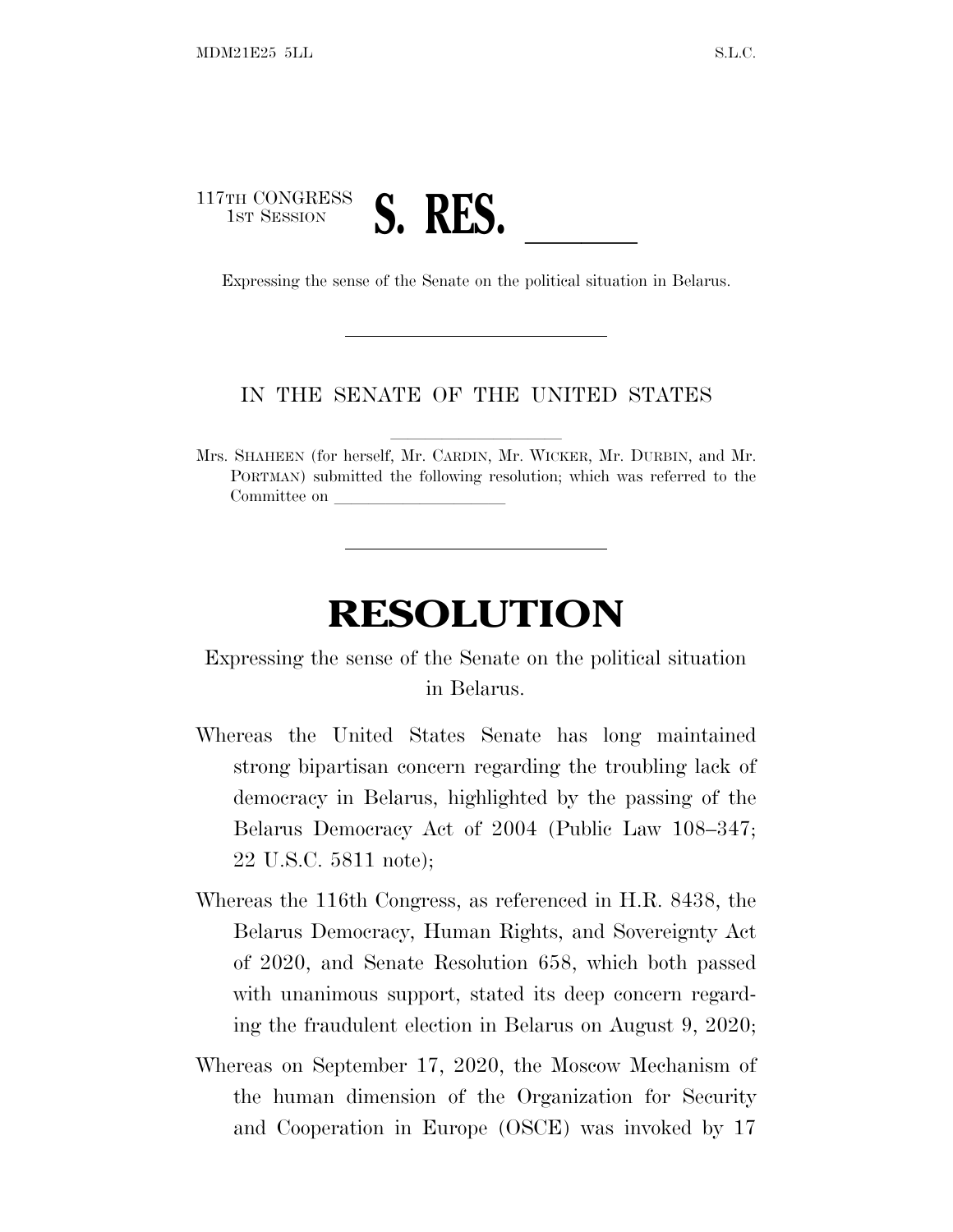117TH CONGRESS
1ST SESSION

# S. RES. ______

Expressing the sense of the Senate on the political situation in Belarus.

---

IN THE SENATE OF THE UNITED STATES

Mrs. SHAHEEN (for herself, Mr. CARDIN, Mr. WICKER, Mr. DURBIN, and Mr. PORTMAN) submitted the following resolution; which was referred to the Committee on ______________________

---

# RESOLUTION

Expressing the sense of the Senate on the political situation in Belarus.

Whereas the United States Senate has long maintained strong bipartisan concern regarding the troubling lack of democracy in Belarus, highlighted by the passing of the Belarus Democracy Act of 2004 (Public Law 108–347; 22 U.S.C. 5811 note);

Whereas the 116th Congress, as referenced in H.R. 8438, the Belarus Democracy, Human Rights, and Sovereignty Act of 2020, and Senate Resolution 658, which both passed with unanimous support, stated its deep concern regarding the fraudulent election in Belarus on August 9, 2020;

Whereas on September 17, 2020, the Moscow Mechanism of the human dimension of the Organization for Security and Cooperation in Europe (OSCE) was invoked by 17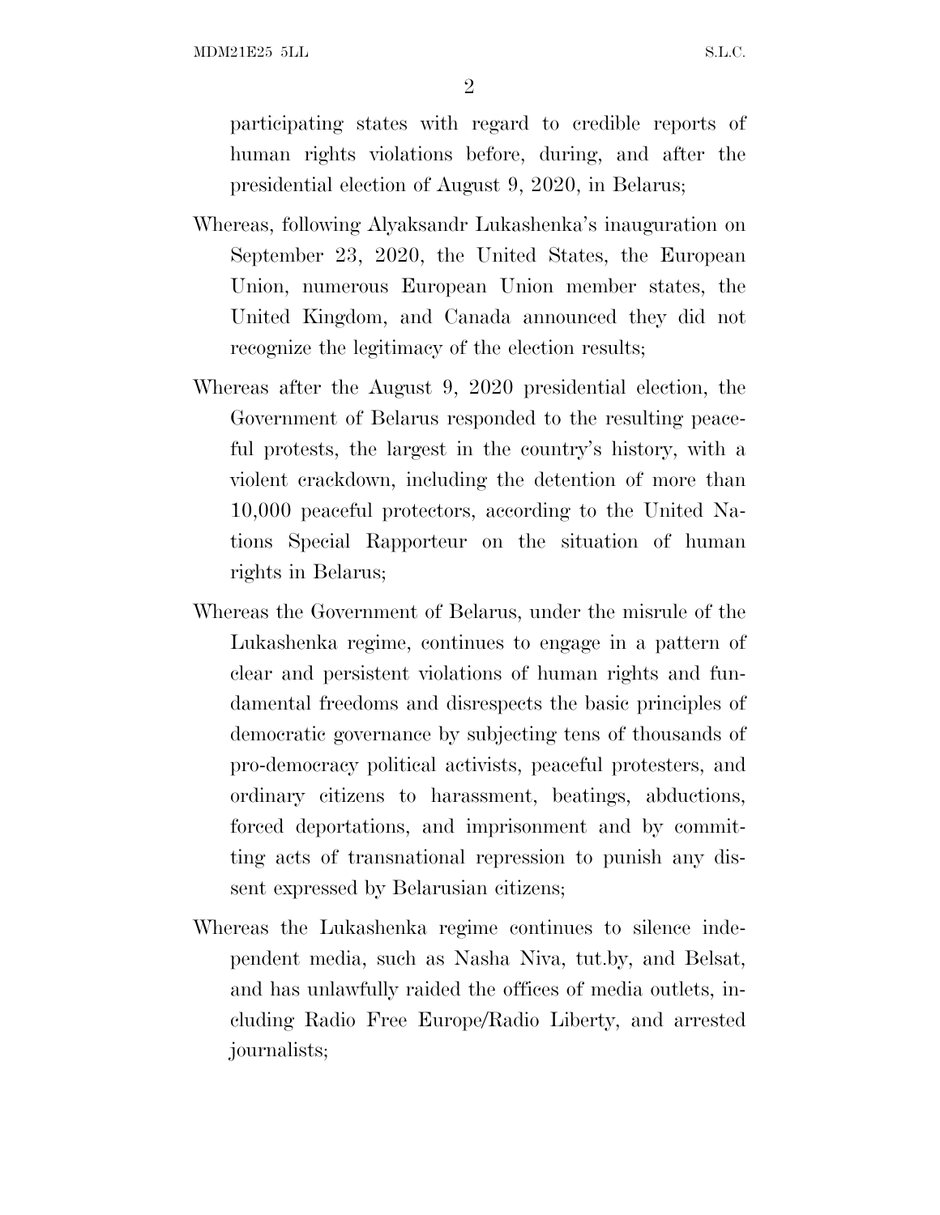participating states with regard to credible reports of human rights violations before, during, and after the presidential election of August 9, 2020, in Belarus;

Whereas, following Alyaksandr Lukashenka's inauguration on September 23, 2020, the United States, the European Union, numerous European Union member states, the United Kingdom, and Canada announced they did not recognize the legitimacy of the election results;

Whereas after the August 9, 2020 presidential election, the Government of Belarus responded to the resulting peaceful protests, the largest in the country's history, with a violent crackdown, including the detention of more than 10,000 peaceful protectors, according to the United Nations Special Rapporteur on the situation of human rights in Belarus;

Whereas the Government of Belarus, under the misrule of the Lukashenka regime, continues to engage in a pattern of clear and persistent violations of human rights and fundamental freedoms and disrespects the basic principles of democratic governance by subjecting tens of thousands of pro-democracy political activists, peaceful protesters, and ordinary citizens to harassment, beatings, abductions, forced deportations, and imprisonment and by committing acts of transnational repression to punish any dissent expressed by Belarusian citizens;

Whereas the Lukashenka regime continues to silence independent media, such as Nasha Niva, tut.by, and Belsat, and has unlawfully raided the offices of media outlets, including Radio Free Europe/Radio Liberty, and arrested journalists;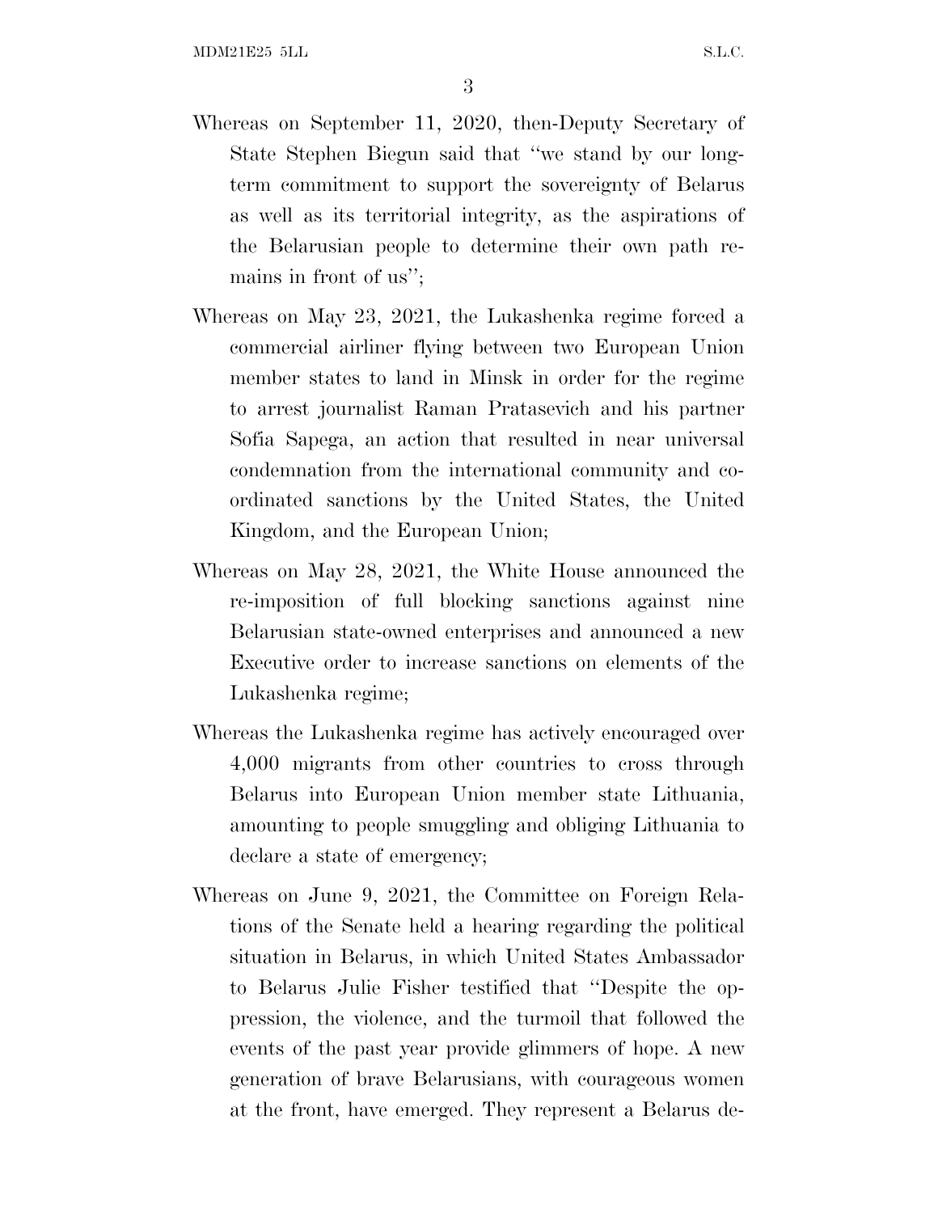Whereas on September 11, 2020, then-Deputy Secretary of State Stephen Biegun said that "we stand by our long-term commitment to support the sovereignty of Belarus as well as its territorial integrity, as the aspirations of the Belarusian people to determine their own path remains in front of us";

Whereas on May 23, 2021, the Lukashenka regime forced a commercial airliner flying between two European Union member states to land in Minsk in order for the regime to arrest journalist Raman Pratasevich and his partner Sofia Sapega, an action that resulted in near universal condemnation from the international community and coordinated sanctions by the United States, the United Kingdom, and the European Union;

Whereas on May 28, 2021, the White House announced the re-imposition of full blocking sanctions against nine Belarusian state-owned enterprises and announced a new Executive order to increase sanctions on elements of the Lukashenka regime;

Whereas the Lukashenka regime has actively encouraged over 4,000 migrants from other countries to cross through Belarus into European Union member state Lithuania, amounting to people smuggling and obliging Lithuania to declare a state of emergency;

Whereas on June 9, 2021, the Committee on Foreign Relations of the Senate held a hearing regarding the political situation in Belarus, in which United States Ambassador to Belarus Julie Fisher testified that "Despite the oppression, the violence, and the turmoil that followed the events of the past year provide glimmers of hope. A new generation of brave Belarusians, with courageous women at the front, have emerged. They represent a Belarus de-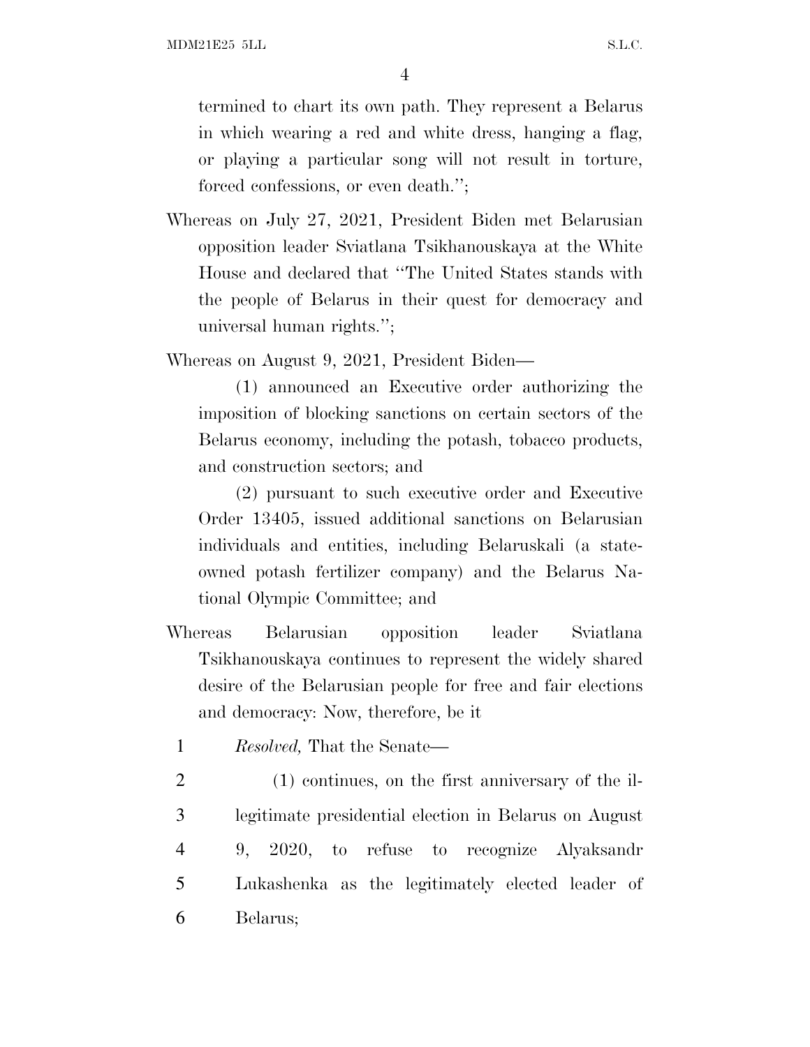termined to chart its own path. They represent a Belarus in which wearing a red and white dress, hanging a flag, or playing a particular song will not result in torture, forced confessions, or even death.'';

Whereas on July 27, 2021, President Biden met Belarusian opposition leader Sviatlana Tsikhanouskaya at the White House and declared that ''The United States stands with the people of Belarus in their quest for democracy and universal human rights.'';

Whereas on August 9, 2021, President Biden—

(1) announced an Executive order authorizing the imposition of blocking sanctions on certain sectors of the Belarus economy, including the potash, tobacco products, and construction sectors; and

(2) pursuant to such executive order and Executive Order 13405, issued additional sanctions on Belarusian individuals and entities, including Belaruskali (a state-owned potash fertilizer company) and the Belarus National Olympic Committee; and

Whereas Belarusian opposition leader Sviatlana Tsikhanouskaya continues to represent the widely shared desire of the Belarusian people for free and fair elections and democracy: Now, therefore, be it

1 *Resolved,* That the Senate—

2 (1) continues, on the first anniversary of the il-
3 legitimate presidential election in Belarus on August
4 9, 2020, to refuse to recognize Alyaksandr
5 Lukashenka as the legitimately elected leader of
6 Belarus;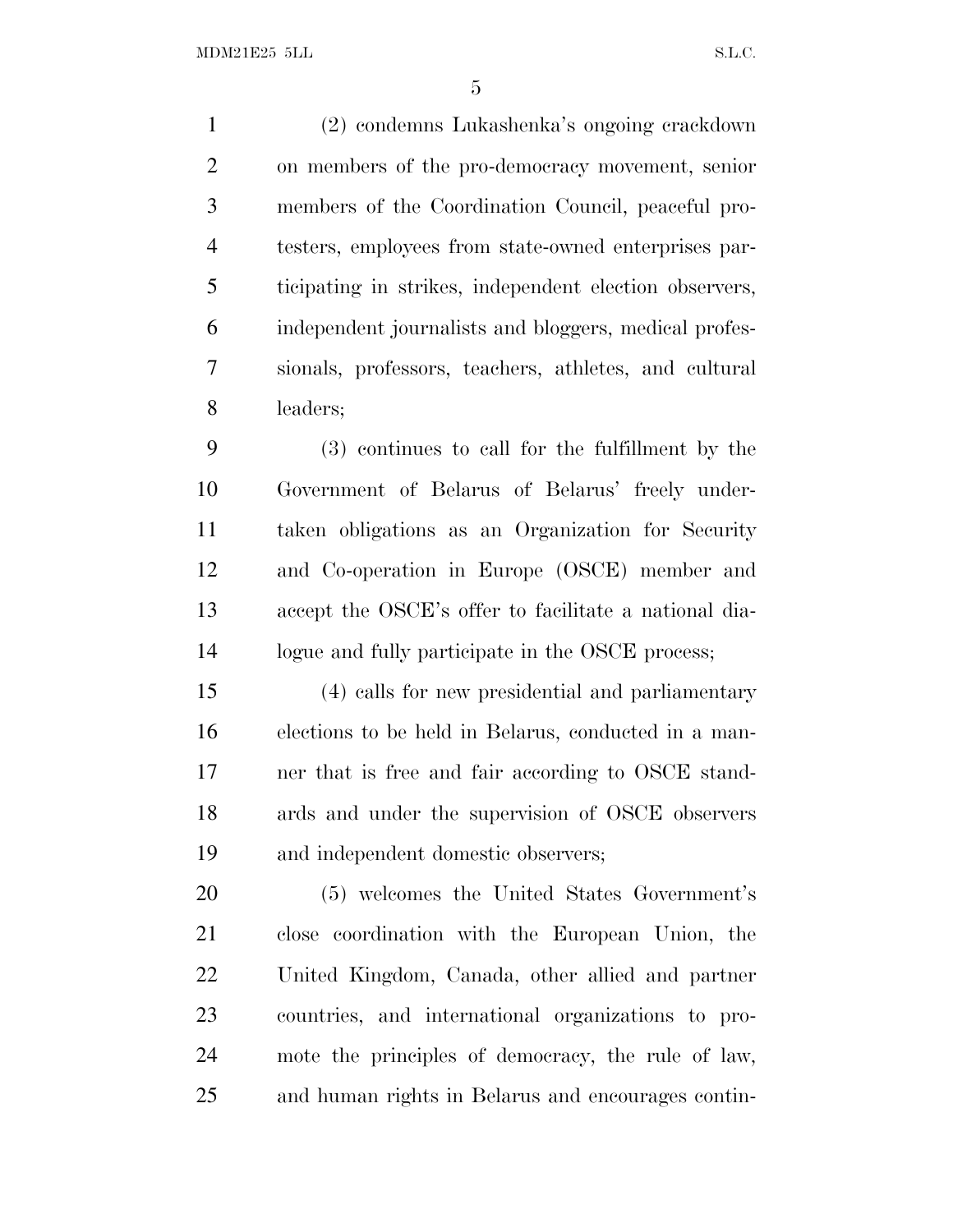(2) condemns Lukashenka's ongoing crackdown on members of the pro-democracy movement, senior members of the Coordination Council, peaceful protesters, employees from state-owned enterprises participating in strikes, independent election observers, independent journalists and bloggers, medical professionals, professors, teachers, athletes, and cultural leaders;

(3) continues to call for the fulfillment by the Government of Belarus of Belarus' freely undertaken obligations as an Organization for Security and Co-operation in Europe (OSCE) member and accept the OSCE's offer to facilitate a national dialogue and fully participate in the OSCE process;

(4) calls for new presidential and parliamentary elections to be held in Belarus, conducted in a manner that is free and fair according to OSCE standards and under the supervision of OSCE observers and independent domestic observers;

(5) welcomes the United States Government's close coordination with the European Union, the United Kingdom, Canada, other allied and partner countries, and international organizations to promote the principles of democracy, the rule of law, and human rights in Belarus and encourages contin-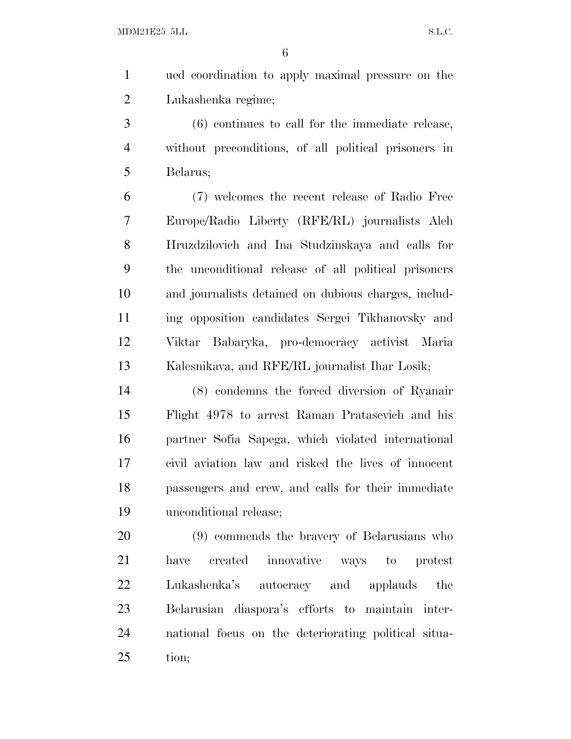ued coordination to apply maximal pressure on the Lukashenka regime;

(6) continues to call for the immediate release, without preconditions, of all political prisoners in Belarus;

(7) welcomes the recent release of Radio Free Europe/Radio Liberty (RFE/RL) journalists Aleh Hruzdzilovich and Ina Studzinskaya and calls for the unconditional release of all political prisoners and journalists detained on dubious charges, including opposition candidates Sergei Tikhanovsky and Viktar Babaryka, pro-democracy activist Maria Kalesnikava, and RFE/RL journalist Ihar Losik;

(8) condemns the forced diversion of Ryanair Flight 4978 to arrest Raman Pratasevich and his partner Sofia Sapega, which violated international civil aviation law and risked the lives of innocent passengers and crew, and calls for their immediate unconditional release;

(9) commends the bravery of Belarusians who have created innovative ways to protest Lukashenka's autocracy and applauds the Belarusian diaspora's efforts to maintain international focus on the deteriorating political situation;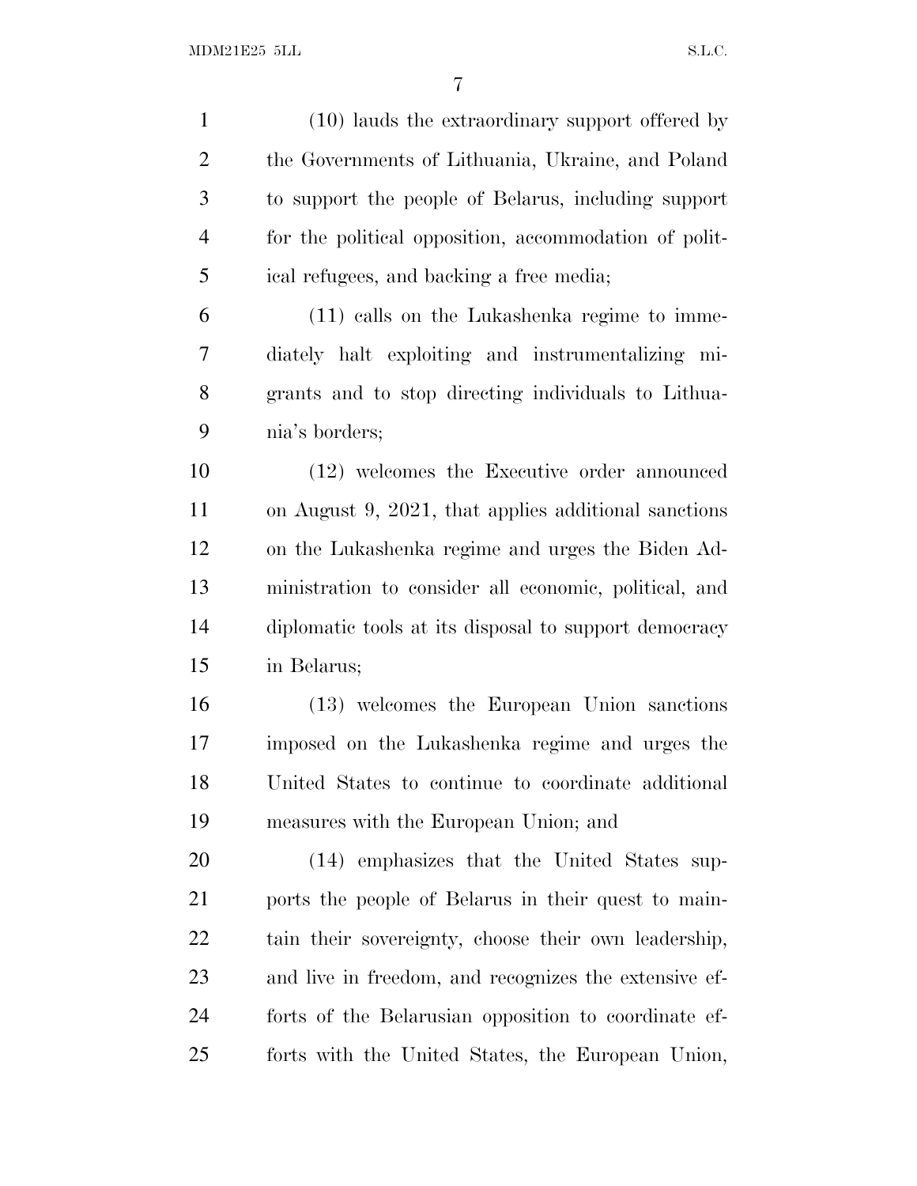(10) lauds the extraordinary support offered by the Governments of Lithuania, Ukraine, and Poland to support the people of Belarus, including support for the political opposition, accommodation of political refugees, and backing a free media;

(11) calls on the Lukashenka regime to immediately halt exploiting and instrumentalizing migrants and to stop directing individuals to Lithuania's borders;

(12) welcomes the Executive order announced on August 9, 2021, that applies additional sanctions on the Lukashenka regime and urges the Biden Administration to consider all economic, political, and diplomatic tools at its disposal to support democracy in Belarus;

(13) welcomes the European Union sanctions imposed on the Lukashenka regime and urges the United States to continue to coordinate additional measures with the European Union; and

(14) emphasizes that the United States supports the people of Belarus in their quest to maintain their sovereignty, choose their own leadership, and live in freedom, and recognizes the extensive efforts of the Belarusian opposition to coordinate efforts with the United States, the European Union,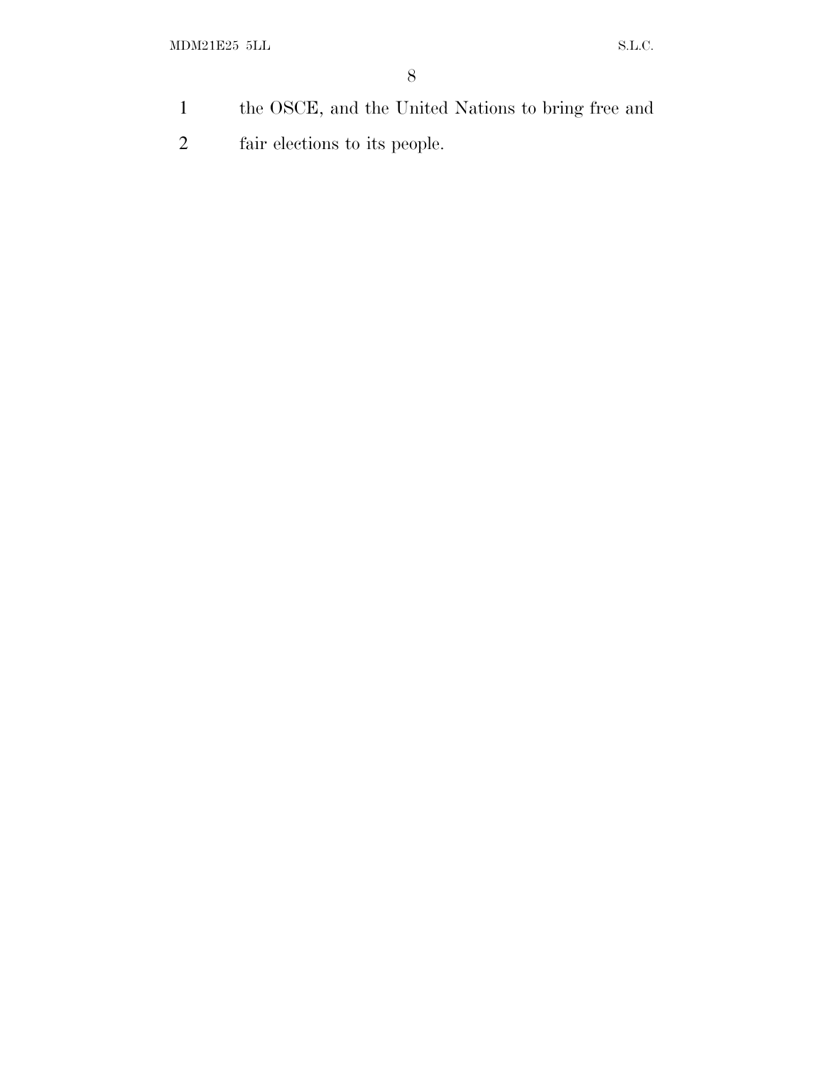the OSCE, and the United Nations to bring free and fair elections to its people.